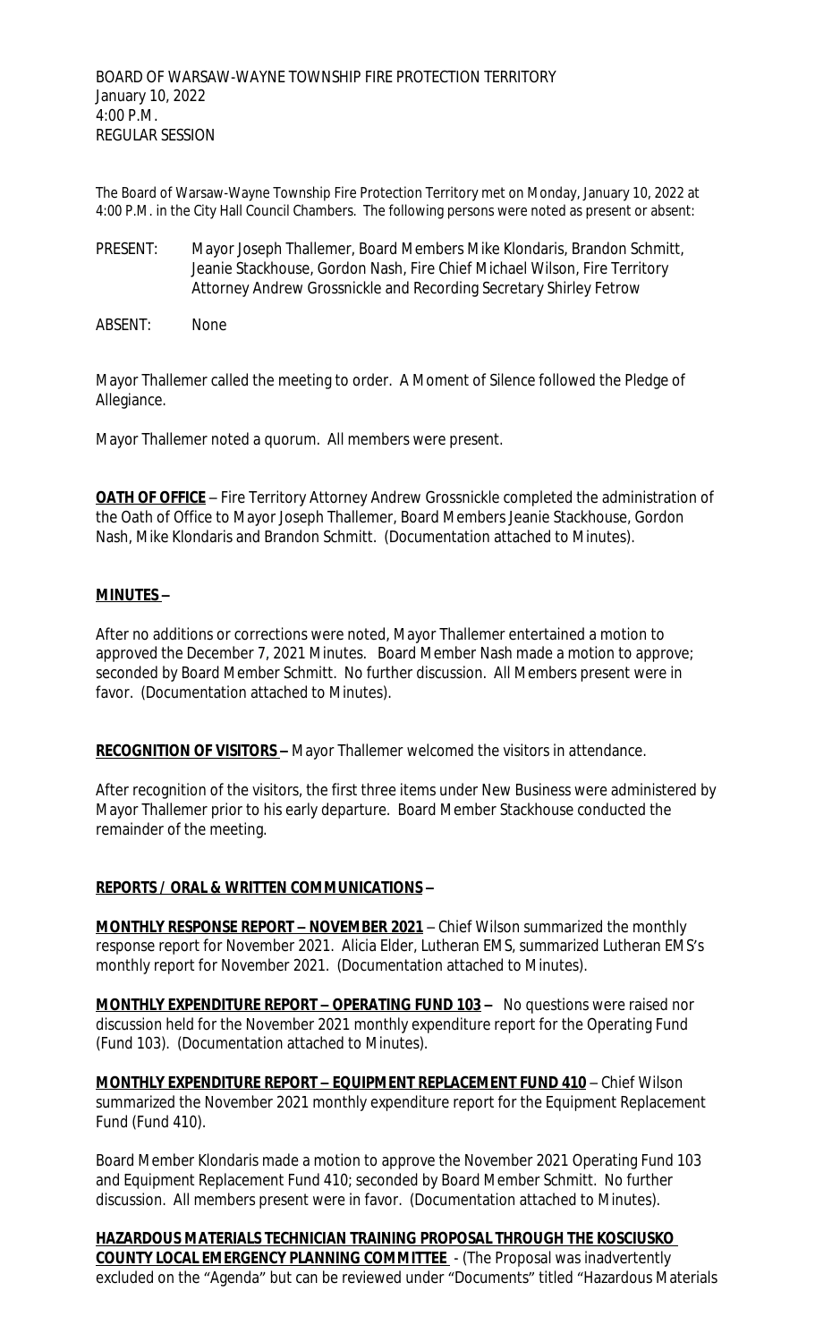BOARD OF WARSAW-WAYNE TOWNSHIP FIRE PROTECTION TERRITORY
January 10, 2022
4:00 P.M.
REGULAR SESSION

The Board of Warsaw-Wayne Township Fire Protection Territory met on Monday, January 10, 2022 at 4:00 P.M. in the City Hall Council Chambers. The following persons were noted as present or absent:

PRESENT: Mayor Joseph Thallemer, Board Members Mike Klondaris, Brandon Schmitt, Jeanie Stackhouse, Gordon Nash, Fire Chief Michael Wilson, Fire Territory Attorney Andrew Grossnickle and Recording Secretary Shirley Fetrow

ABSENT: None

Mayor Thallemer called the meeting to order. A Moment of Silence followed the Pledge of Allegiance.

Mayor Thallemer noted a quorum. All members were present.

**OATH OF OFFICE** – Fire Territory Attorney Andrew Grossnickle completed the administration of the Oath of Office to Mayor Joseph Thallemer, Board Members Jeanie Stackhouse, Gordon Nash, Mike Klondaris and Brandon Schmitt. (Documentation attached to Minutes).

**MINUTES –**

After no additions or corrections were noted, Mayor Thallemer entertained a motion to approved the December 7, 2021 Minutes. Board Member Nash made a motion to approve; seconded by Board Member Schmitt. No further discussion. All Members present were in favor. (Documentation attached to Minutes).

**RECOGNITION OF VISITORS –** Mayor Thallemer welcomed the visitors in attendance.

After recognition of the visitors, the first three items under New Business were administered by Mayor Thallemer prior to his early departure. Board Member Stackhouse conducted the remainder of the meeting.

**REPORTS / ORAL & WRITTEN COMMUNICATIONS –**

**MONTHLY RESPONSE REPORT – NOVEMBER 2021** – Chief Wilson summarized the monthly response report for November 2021. Alicia Elder, Lutheran EMS, summarized Lutheran EMS's monthly report for November 2021. (Documentation attached to Minutes).

**MONTHLY EXPENDITURE REPORT – OPERATING FUND 103 –** No questions were raised nor discussion held for the November 2021 monthly expenditure report for the Operating Fund (Fund 103). (Documentation attached to Minutes).

**MONTHLY EXPENDITURE REPORT – EQUIPMENT REPLACEMENT FUND 410** – Chief Wilson summarized the November 2021 monthly expenditure report for the Equipment Replacement Fund (Fund 410).

Board Member Klondaris made a motion to approve the November 2021 Operating Fund 103 and Equipment Replacement Fund 410; seconded by Board Member Schmitt. No further discussion. All members present were in favor. (Documentation attached to Minutes).

**HAZARDOUS MATERIALS TECHNICIAN TRAINING PROPOSAL THROUGH THE KOSCIUSKO COUNTY LOCAL EMERGENCY PLANNING COMMITTEE** - (The Proposal was inadvertently excluded on the "Agenda" but can be reviewed under "Documents" titled "Hazardous Materials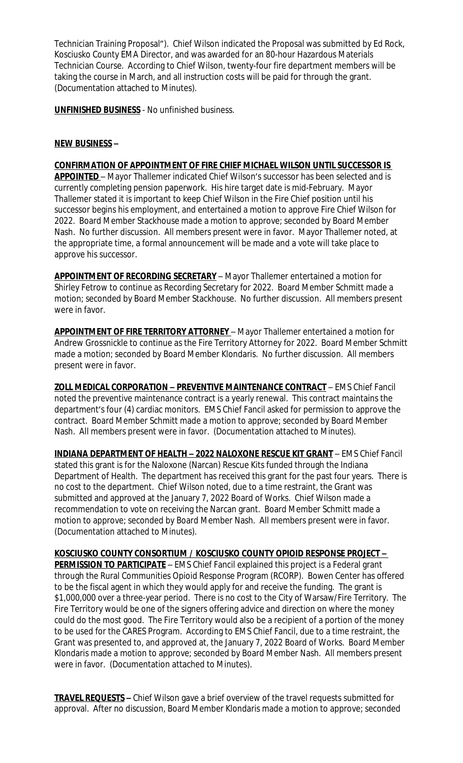Technician Training Proposal"). Chief Wilson indicated the Proposal was submitted by Ed Rock, Kosciusko County EMA Director, and was awarded for an 80-hour Hazardous Materials Technician Course. According to Chief Wilson, twenty-four fire department members will be taking the course in March, and all instruction costs will be paid for through the grant. (Documentation attached to Minutes).

**UNFINISHED BUSINESS** - No unfinished business.

**NEW BUSINESS –**

**CONFIRMATION OF APPOINTMENT OF FIRE CHIEF MICHAEL WILSON UNTIL SUCCESSOR IS APPOINTED** – Mayor Thallemer indicated Chief Wilson's successor has been selected and is currently completing pension paperwork. His hire target date is mid-February. Mayor Thallemer stated it is important to keep Chief Wilson in the Fire Chief position until his successor begins his employment, and entertained a motion to approve Fire Chief Wilson for 2022. Board Member Stackhouse made a motion to approve; seconded by Board Member Nash. No further discussion. All members present were in favor. Mayor Thallemer noted, at the appropriate time, a formal announcement will be made and a vote will take place to approve his successor.

**APPOINTMENT OF RECORDING SECRETARY** – Mayor Thallemer entertained a motion for Shirley Fetrow to continue as Recording Secretary for 2022. Board Member Schmitt made a motion; seconded by Board Member Stackhouse. No further discussion. All members present were in favor.

**APPOINTMENT OF FIRE TERRITORY ATTORNEY** – Mayor Thallemer entertained a motion for Andrew Grossnickle to continue as the Fire Territory Attorney for 2022. Board Member Schmitt made a motion; seconded by Board Member Klondaris. No further discussion. All members present were in favor.

**ZOLL MEDICAL CORPORATION – PREVENTIVE MAINTENANCE CONTRACT** – EMS Chief Fancil noted the preventive maintenance contract is a yearly renewal. This contract maintains the department's four (4) cardiac monitors. EMS Chief Fancil asked for permission to approve the contract. Board Member Schmitt made a motion to approve; seconded by Board Member Nash. All members present were in favor. (Documentation attached to Minutes).

**INDIANA DEPARTMENT OF HEALTH – 2022 NALOXONE RESCUE KIT GRANT** – EMS Chief Fancil stated this grant is for the Naloxone (Narcan) Rescue Kits funded through the Indiana Department of Health. The department has received this grant for the past four years. There is no cost to the department. Chief Wilson noted, due to a time restraint, the Grant was submitted and approved at the January 7, 2022 Board of Works. Chief Wilson made a recommendation to vote on receiving the Narcan grant. Board Member Schmitt made a motion to approve; seconded by Board Member Nash. All members present were in favor. (Documentation attached to Minutes).

**KOSCIUSKO COUNTY CONSORTIUM / KOSCIUSKO COUNTY OPIOID RESPONSE PROJECT – PERMISSION TO PARTICIPATE** – EMS Chief Fancil explained this project is a Federal grant through the Rural Communities Opioid Response Program (RCORP). Bowen Center has offered to be the fiscal agent in which they would apply for and receive the funding. The grant is $1,000,000 over a three-year period. There is no cost to the City of Warsaw/Fire Territory. The Fire Territory would be one of the signers offering advice and direction on where the money could do the most good. The Fire Territory would also be a recipient of a portion of the money to be used for the CARES Program. According to EMS Chief Fancil, due to a time restraint, the Grant was presented to, and approved at, the January 7, 2022 Board of Works. Board Member Klondaris made a motion to approve; seconded by Board Member Nash. All members present were in favor. (Documentation attached to Minutes).

**TRAVEL REQUESTS –** Chief Wilson gave a brief overview of the travel requests submitted for approval. After no discussion, Board Member Klondaris made a motion to approve; seconded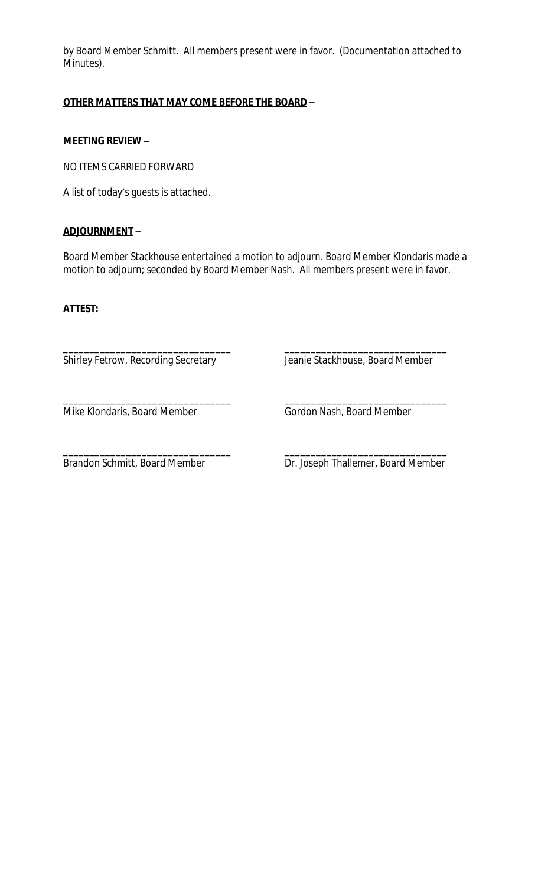by Board Member Schmitt. All members present were in favor. (Documentation attached to Minutes).

**OTHER MATTERS THAT MAY COME BEFORE THE BOARD** –

**MEETING REVIEW** –

NO ITEMS CARRIED FORWARD

A list of today's guests is attached.

**ADJOURNMENT** –

Board Member Stackhouse entertained a motion to adjourn. Board Member Klondaris made a motion to adjourn; seconded by Board Member Nash. All members present were in favor.

**ATTEST:**

| | |
|---|---|
| _______________________________ | _______________________________ |
| Shirley Fetrow, Recording Secretary | Jeanie Stackhouse, Board Member |
| _______________________________ | _______________________________ |
| Mike Klondaris, Board Member | Gordon Nash, Board Member |
| _______________________________ | _______________________________ |
| Brandon Schmitt, Board Member | Dr. Joseph Thallemer, Board Member |